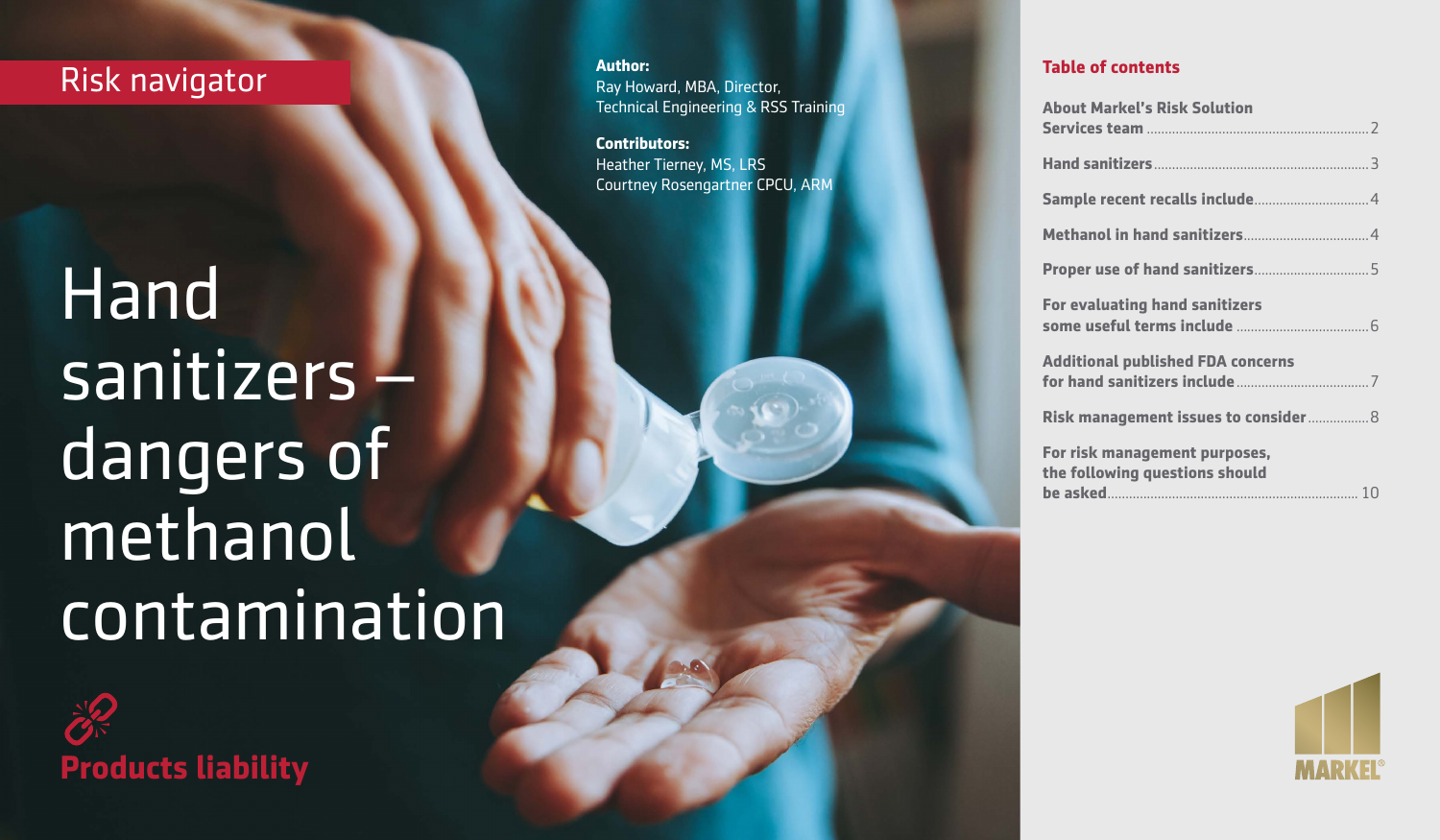Risk navigator

# Hand sanitizers – dangers of methanol contamination

**Products liability**

**Author:**
Ray Howard, MBA, Director, Technical Engineering & RSS Training

**Contributors:**
Heather Tierney, MS, LRS
Courtney Rosengartner CPCU, ARM

## Table of contents

| Section | Page |
| --- | --- |
| About Markel's Risk Solution Services team | 2 |
| Hand sanitizers | 3 |
| Sample recent recalls include | 4 |
| Methanol in hand sanitizers | 4 |
| Proper use of hand sanitizers | 5 |
| For evaluating hand sanitizers some useful terms include | 6 |
| Additional published FDA concerns for hand sanitizers include | 7 |
| Risk management issues to consider | 8 |
| For risk management purposes, the following questions should be asked | 10 |

MARKEL®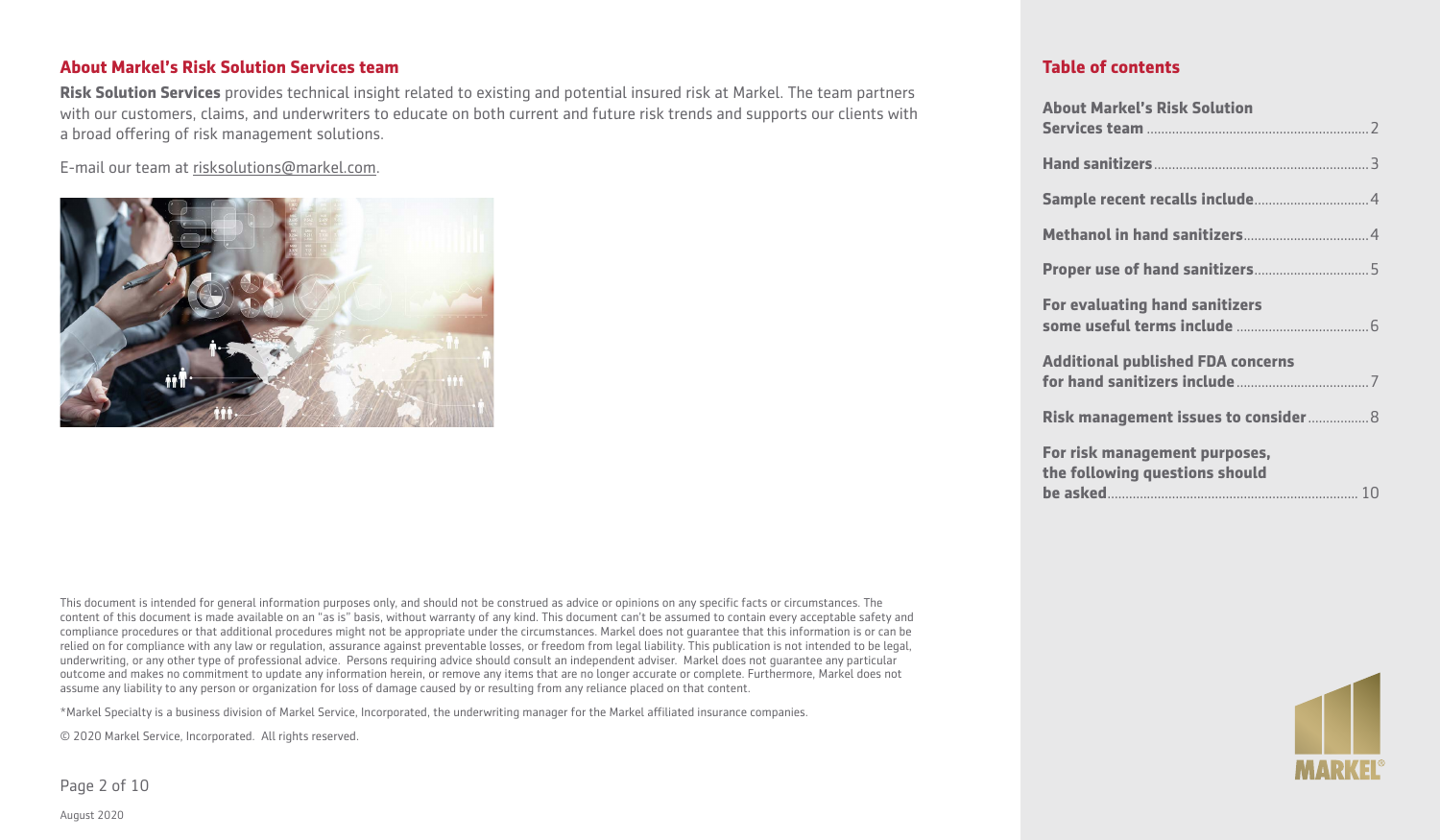## About Markel's Risk Solution Services team

**Risk Solution Services** provides technical insight related to existing and potential insured risk at Markel. The team partners with our customers, claims, and underwriters to educate on both current and future risk trends and supports our clients with a broad offering of risk management solutions.

E-mail our team at risksolutions@markel.com.

This document is intended for general information purposes only, and should not be construed as advice or opinions on any specific facts or circumstances. The content of this document is made available on an "as is" basis, without warranty of any kind. This document can't be assumed to contain every acceptable safety and compliance procedures or that additional procedures might not be appropriate under the circumstances. Markel does not guarantee that this information is or can be relied on for compliance with any law or regulation, assurance against preventable losses, or freedom from legal liability. This publication is not intended to be legal, underwriting, or any other type of professional advice. Persons requiring advice should consult an independent adviser. Markel does not guarantee any particular outcome and makes no commitment to update any information herein, or remove any items that are no longer accurate or complete. Furthermore, Markel does not assume any liability to any person or organization for loss of damage caused by or resulting from any reliance placed on that content.

*Markel Specialty is a business division of Markel Service, Incorporated, the underwriting manager for the Markel affiliated insurance companies.

© 2020 Markel Service, Incorporated. All rights reserved.

August 2020

## Table of contents

- **About Markel's Risk Solution Services team** .......... 2
- **Hand sanitizers** .......... 3
- **Sample recent recalls include** .......... 4
- **Methanol in hand sanitizers** .......... 4
- **Proper use of hand sanitizers** .......... 5
- **For evaluating hand sanitizers some useful terms include** .......... 6
- **Additional published FDA concerns for hand sanitizers include** .......... 7
- **Risk management issues to consider** .......... 8
- **For risk management purposes, the following questions should be asked** .......... 10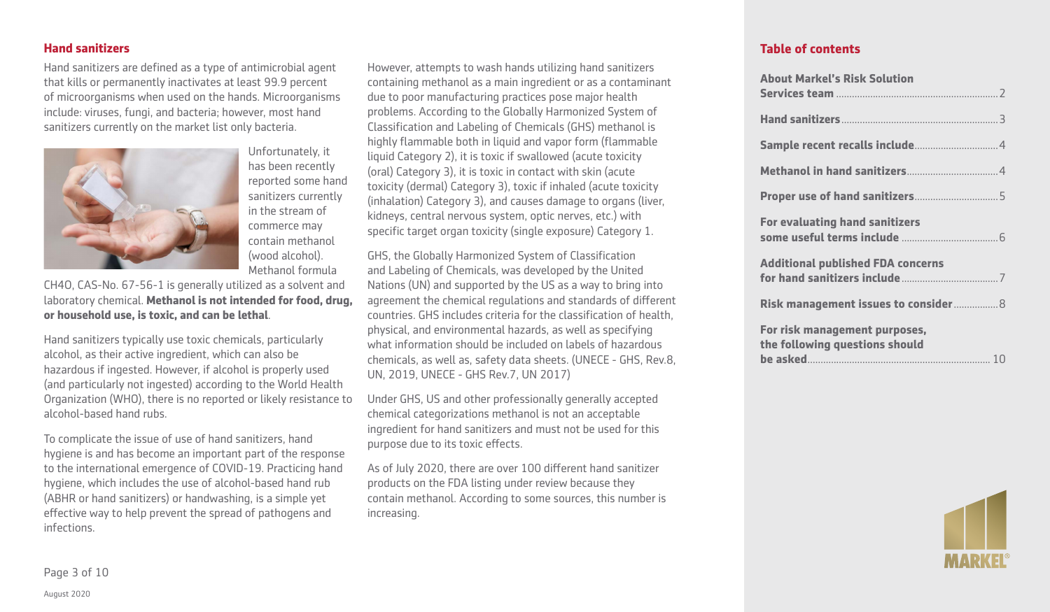## Hand sanitizers

Hand sanitizers are defined as a type of antimicrobial agent that kills or permanently inactivates at least 99.9 percent of microorganisms when used on the hands. Microorganisms include: viruses, fungi, and bacteria; however, most hand sanitizers currently on the market list only bacteria.

Unfortunately, it has been recently reported some hand sanitizers currently in the stream of commerce may contain methanol (wood alcohol). Methanol formula CH4O, CAS-No. 67-56-1 is generally utilized as a solvent and laboratory chemical. **Methanol is not intended for food, drug, or household use, is toxic, and can be lethal**.

Hand sanitizers typically use toxic chemicals, particularly alcohol, as their active ingredient, which can also be hazardous if ingested. However, if alcohol is properly used (and particularly not ingested) according to the World Health Organization (WHO), there is no reported or likely resistance to alcohol-based hand rubs.

To complicate the issue of use of hand sanitizers, hand hygiene is and has become an important part of the response to the international emergence of COVID-19. Practicing hand hygiene, which includes the use of alcohol-based hand rub (ABHR or hand sanitizers) or handwashing, is a simple yet effective way to help prevent the spread of pathogens and infections.

However, attempts to wash hands utilizing hand sanitizers containing methanol as a main ingredient or as a contaminant due to poor manufacturing practices pose major health problems. According to the Globally Harmonized System of Classification and Labeling of Chemicals (GHS) methanol is highly flammable both in liquid and vapor form (flammable liquid Category 2), it is toxic if swallowed (acute toxicity (oral) Category 3), it is toxic in contact with skin (acute toxicity (dermal) Category 3), toxic if inhaled (acute toxicity (inhalation) Category 3), and causes damage to organs (liver, kidneys, central nervous system, optic nerves, etc.) with specific target organ toxicity (single exposure) Category 1.

GHS, the Globally Harmonized System of Classification and Labeling of Chemicals, was developed by the United Nations (UN) and supported by the US as a way to bring into agreement the chemical regulations and standards of different countries. GHS includes criteria for the classification of health, physical, and environmental hazards, as well as specifying what information should be included on labels of hazardous chemicals, as well as, safety data sheets. (UNECE - GHS, Rev.8, UN, 2019, UNECE - GHS Rev.7, UN 2017)

Under GHS, US and other professionally generally accepted chemical categorizations methanol is not an acceptable ingredient for hand sanitizers and must not be used for this purpose due to its toxic effects.

As of July 2020, there are over 100 different hand sanitizer products on the FDA listing under review because they contain methanol. According to some sources, this number is increasing.

## Table of contents

- About Markel's Risk Solution Services team ..... 2
- Hand sanitizers ..... 3
- Sample recent recalls include ..... 4
- Methanol in hand sanitizers ..... 4
- Proper use of hand sanitizers ..... 5
- For evaluating hand sanitizers some useful terms include ..... 6
- Additional published FDA concerns for hand sanitizers include ..... 7
- Risk management issues to consider ..... 8
- For risk management purposes, the following questions should be asked ..... 10

August 2020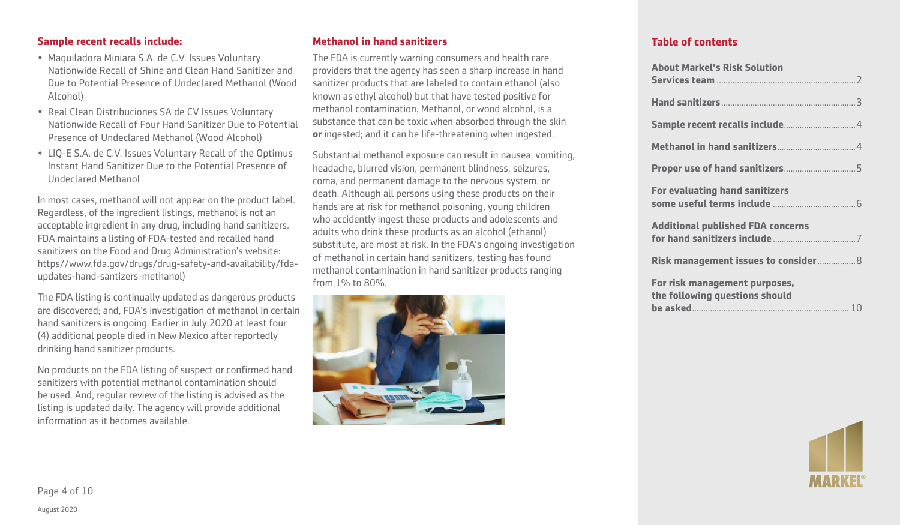## Sample recent recalls include:

- Maquiladora Miniara S.A. de C.V. Issues Voluntary Nationwide Recall of Shine and Clean Hand Sanitizer and Due to Potential Presence of Undeclared Methanol (Wood Alcohol)
- Real Clean Distribuciones SA de CV Issues Voluntary Nationwide Recall of Four Hand Sanitizer Due to Potential Presence of Undeclared Methanol (Wood Alcohol)
- LIQ-E S.A. de C.V. Issues Voluntary Recall of the Optimus Instant Hand Sanitizer Due to the Potential Presence of Undeclared Methanol

In most cases, methanol will not appear on the product label. Regardless, of the ingredient listings, methanol is not an acceptable ingredient in any drug, including hand sanitizers. FDA maintains a listing of FDA-tested and recalled hand sanitizers on the Food and Drug Administration's website: https//www.fda.gov/drugs/drug-safety-and-availability/fda-updates-hand-santizers-methanol)

The FDA listing is continually updated as dangerous products are discovered; and, FDA's investigation of methanol in certain hand sanitizers is ongoing. Earlier in July 2020 at least four (4) additional people died in New Mexico after reportedly drinking hand sanitizer products.

No products on the FDA listing of suspect or confirmed hand sanitizers with potential methanol contamination should be used. And, regular review of the listing is advised as the listing is updated daily. The agency will provide additional information as it becomes available.

## Methanol in hand sanitizers

The FDA is currently warning consumers and health care providers that the agency has seen a sharp increase in hand sanitizer products that are labeled to contain ethanol (also known as ethyl alcohol) but that have tested positive for methanol contamination. Methanol, or wood alcohol, is a substance that can be toxic when absorbed through the skin **or** ingested; and it can be life-threatening when ingested.

Substantial methanol exposure can result in nausea, vomiting, headache, blurred vision, permanent blindness, seizures, coma, and permanent damage to the nervous system, or death. Although all persons using these products on their hands are at risk for methanol poisoning, young children who accidently ingest these products and adolescents and adults who drink these products as an alcohol (ethanol) substitute, are most at risk. In the FDA's ongoing investigation of methanol in certain hand sanitizers, testing has found methanol contamination in hand sanitizer products ranging from 1% to 80%.

## Table of contents

- About Markel's Risk Solution Services team ........ 2
- Hand sanitizers ........ 3
- Sample recent recalls include ........ 4
- Methanol in hand sanitizers ........ 4
- Proper use of hand sanitizers ........ 5
- For evaluating hand sanitizers some useful terms include ........ 6
- Additional published FDA concerns for hand sanitizers include ........ 7
- Risk management issues to consider ........ 8
- For risk management purposes, the following questions should be asked ........ 10

August 2020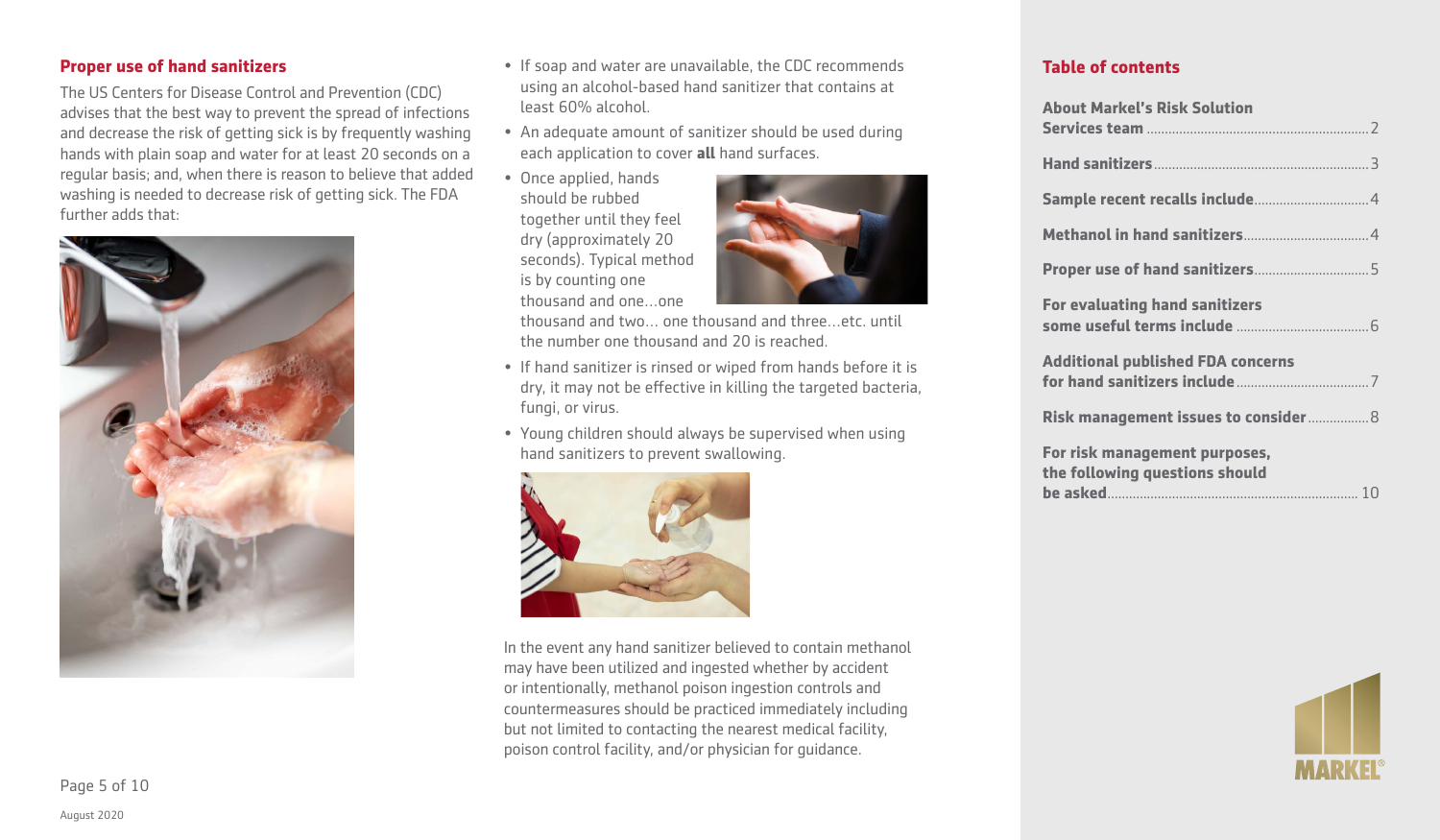## Proper use of hand sanitizers

The US Centers for Disease Control and Prevention (CDC) advises that the best way to prevent the spread of infections and decrease the risk of getting sick is by frequently washing hands with plain soap and water for at least 20 seconds on a regular basis; and, when there is reason to believe that added washing is needed to decrease risk of getting sick. The FDA further adds that:

- If soap and water are unavailable, the CDC recommends using an alcohol-based hand sanitizer that contains at least 60% alcohol.
- An adequate amount of sanitizer should be used during each application to cover **all** hand surfaces.
- Once applied, hands should be rubbed together until they feel dry (approximately 20 seconds). Typical method is by counting one thousand and one…one thousand and two… one thousand and three…etc. until the number one thousand and 20 is reached.
- If hand sanitizer is rinsed or wiped from hands before it is dry, it may not be effective in killing the targeted bacteria, fungi, or virus.
- Young children should always be supervised when using hand sanitizers to prevent swallowing.

In the event any hand sanitizer believed to contain methanol may have been utilized and ingested whether by accident or intentionally, methanol poison ingestion controls and countermeasures should be practiced immediately including but not limited to contacting the nearest medical facility, poison control facility, and/or physician for guidance.

## Table of contents

| | |
|---|---|
| **About Markel's Risk Solution Services team** | 2 |
| **Hand sanitizers** | 3 |
| **Sample recent recalls include** | 4 |
| **Methanol in hand sanitizers** | 4 |
| **Proper use of hand sanitizers** | 5 |
| **For evaluating hand sanitizers some useful terms include** | 6 |
| **Additional published FDA concerns for hand sanitizers include** | 7 |
| **Risk management issues to consider** | 8 |
| **For risk management purposes, the following questions should be asked** | 10 |

August 2020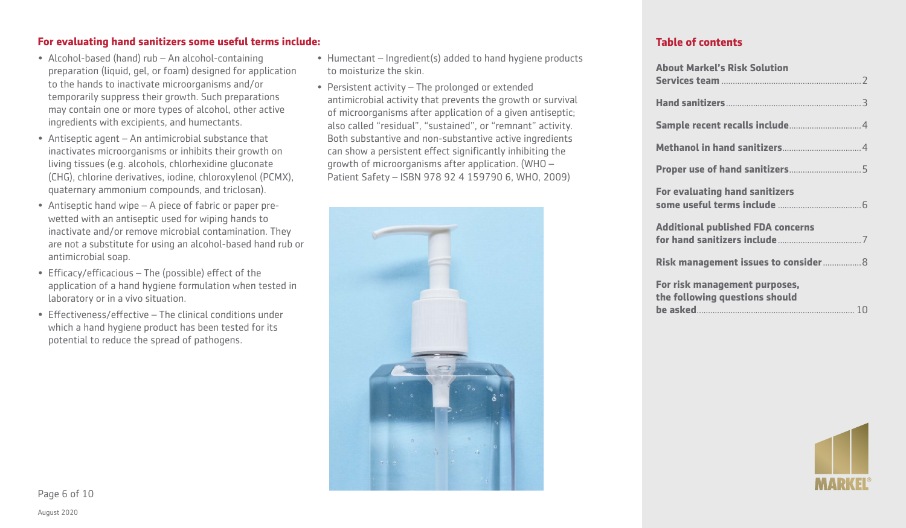## For evaluating hand sanitizers some useful terms include:

- Alcohol-based (hand) rub – An alcohol-containing preparation (liquid, gel, or foam) designed for application to the hands to inactivate microorganisms and/or temporarily suppress their growth. Such preparations may contain one or more types of alcohol, other active ingredients with excipients, and humectants.
- Antiseptic agent – An antimicrobial substance that inactivates microorganisms or inhibits their growth on living tissues (e.g. alcohols, chlorhexidine gluconate (CHG), chlorine derivatives, iodine, chloroxylenol (PCMX), quaternary ammonium compounds, and triclosan).
- Antiseptic hand wipe – A piece of fabric or paper pre-wetted with an antiseptic used for wiping hands to inactivate and/or remove microbial contamination. They are not a substitute for using an alcohol-based hand rub or antimicrobial soap.
- Efficacy/efficacious – The (possible) effect of the application of a hand hygiene formulation when tested in laboratory or in a vivo situation.
- Effectiveness/effective – The clinical conditions under which a hand hygiene product has been tested for its potential to reduce the spread of pathogens.
- Humectant – Ingredient(s) added to hand hygiene products to moisturize the skin.
- Persistent activity – The prolonged or extended antimicrobial activity that prevents the growth or survival of microorganisms after application of a given antiseptic; also called "residual", "sustained", or "remnant" activity. Both substantive and non-substantive active ingredients can show a persistent effect significantly inhibiting the growth of microorganisms after application. (WHO – Patient Safety – ISBN 978 92 4 159790 6, WHO, 2009)

## Table of contents

- About Markel's Risk Solution Services team ..... 2
- Hand sanitizers ..... 3
- Sample recent recalls include ..... 4
- Methanol in hand sanitizers ..... 4
- Proper use of hand sanitizers ..... 5
- For evaluating hand sanitizers some useful terms include ..... 6
- Additional published FDA concerns for hand sanitizers include ..... 7
- Risk management issues to consider ..... 8
- For risk management purposes, the following questions should be asked ..... 10

August 2020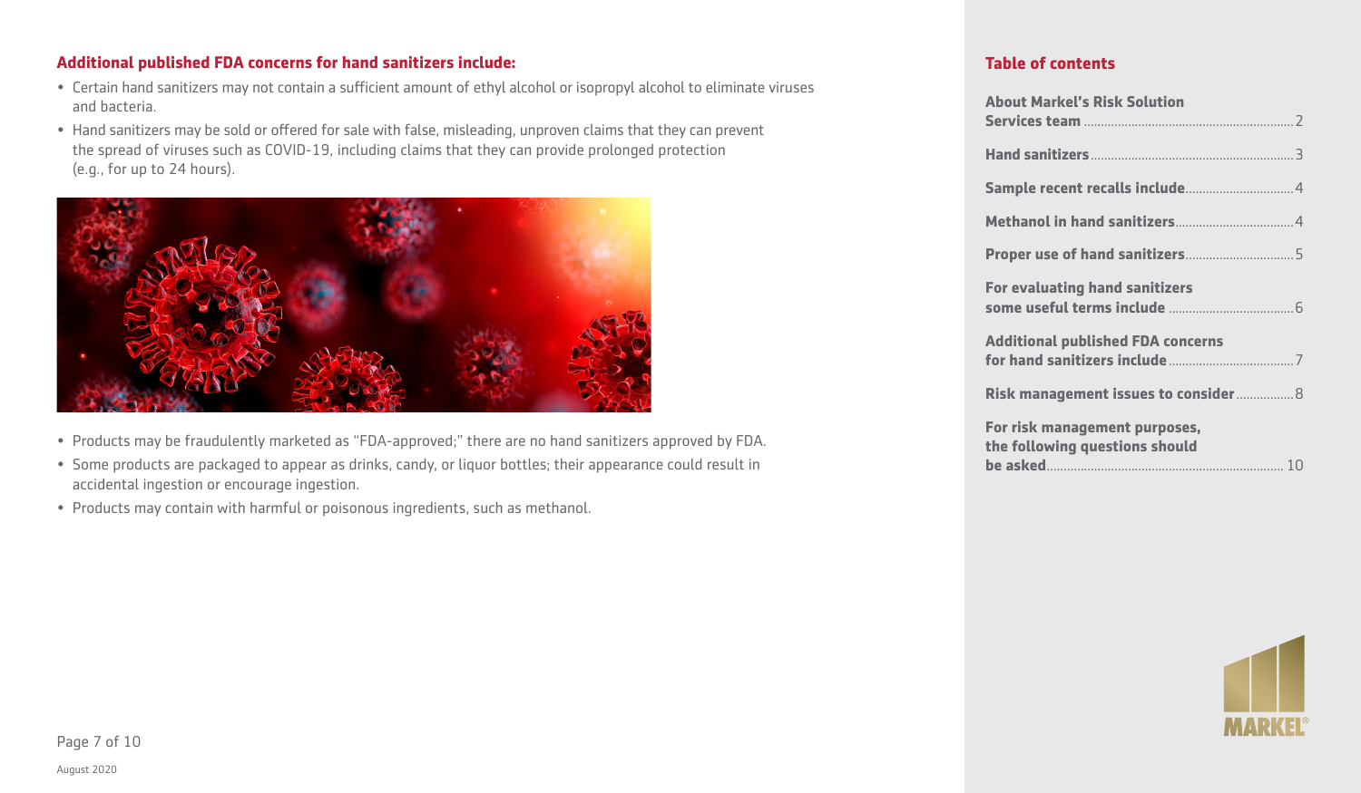## Additional published FDA concerns for hand sanitizers include:

- Certain hand sanitizers may not contain a sufficient amount of ethyl alcohol or isopropyl alcohol to eliminate viruses and bacteria.
- Hand sanitizers may be sold or offered for sale with false, misleading, unproven claims that they can prevent the spread of viruses such as COVID-19, including claims that they can provide prolonged protection (e.g., for up to 24 hours).
- Products may be fraudulently marketed as "FDA-approved;" there are no hand sanitizers approved by FDA.
- Some products are packaged to appear as drinks, candy, or liquor bottles; their appearance could result in accidental ingestion or encourage ingestion.
- Products may contain with harmful or poisonous ingredients, such as methanol.

August 2020

## Table of contents

| | |
|---|---|
| **About Markel's Risk Solution Services team** | 2 |
| **Hand sanitizers** | 3 |
| **Sample recent recalls include** | 4 |
| **Methanol in hand sanitizers** | 4 |
| **Proper use of hand sanitizers** | 5 |
| **For evaluating hand sanitizers some useful terms include** | 6 |
| **Additional published FDA concerns for hand sanitizers include** | 7 |
| **Risk management issues to consider** | 8 |
| **For risk management purposes, the following questions should be asked** | 10 |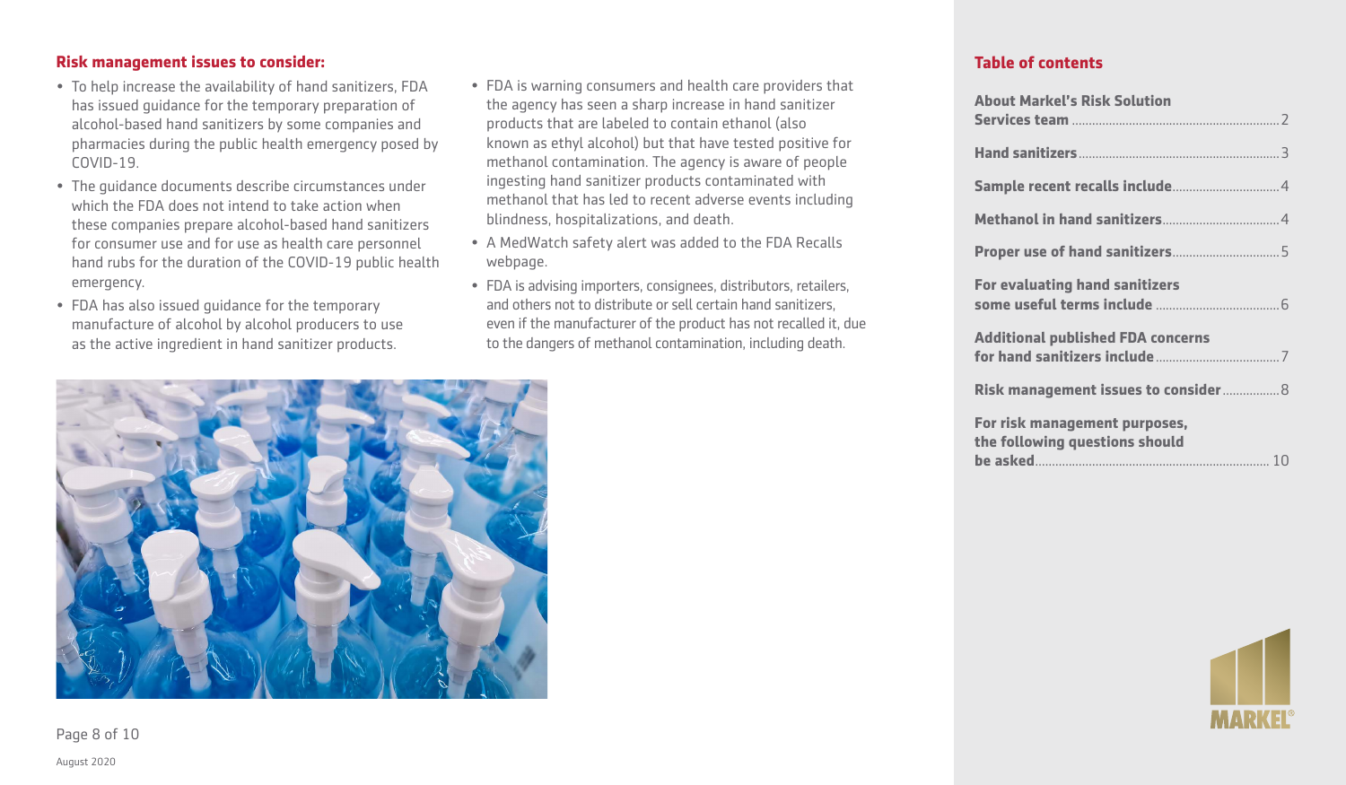## Risk management issues to consider:

- To help increase the availability of hand sanitizers, FDA has issued guidance for the temporary preparation of alcohol-based hand sanitizers by some companies and pharmacies during the public health emergency posed by COVID-19.
- The guidance documents describe circumstances under which the FDA does not intend to take action when these companies prepare alcohol-based hand sanitizers for consumer use and for use as health care personnel hand rubs for the duration of the COVID-19 public health emergency.
- FDA has also issued guidance for the temporary manufacture of alcohol by alcohol producers to use as the active ingredient in hand sanitizer products.
- FDA is warning consumers and health care providers that the agency has seen a sharp increase in hand sanitizer products that are labeled to contain ethanol (also known as ethyl alcohol) but that have tested positive for methanol contamination. The agency is aware of people ingesting hand sanitizer products contaminated with methanol that has led to recent adverse events including blindness, hospitalizations, and death.
- A MedWatch safety alert was added to the FDA Recalls webpage.
- FDA is advising importers, consignees, distributors, retailers, and others not to distribute or sell certain hand sanitizers, even if the manufacturer of the product has not recalled it, due to the dangers of methanol contamination, including death.

August 2020

## Table of contents

- **About Markel's Risk Solution Services team** ... 2
- **Hand sanitizers** ... 3
- **Sample recent recalls include** ... 4
- **Methanol in hand sanitizers** ... 4
- **Proper use of hand sanitizers** ... 5
- **For evaluating hand sanitizers some useful terms include** ... 6
- **Additional published FDA concerns for hand sanitizers include** ... 7
- **Risk management issues to consider** ... 8
- **For risk management purposes, the following questions should be asked** ... 10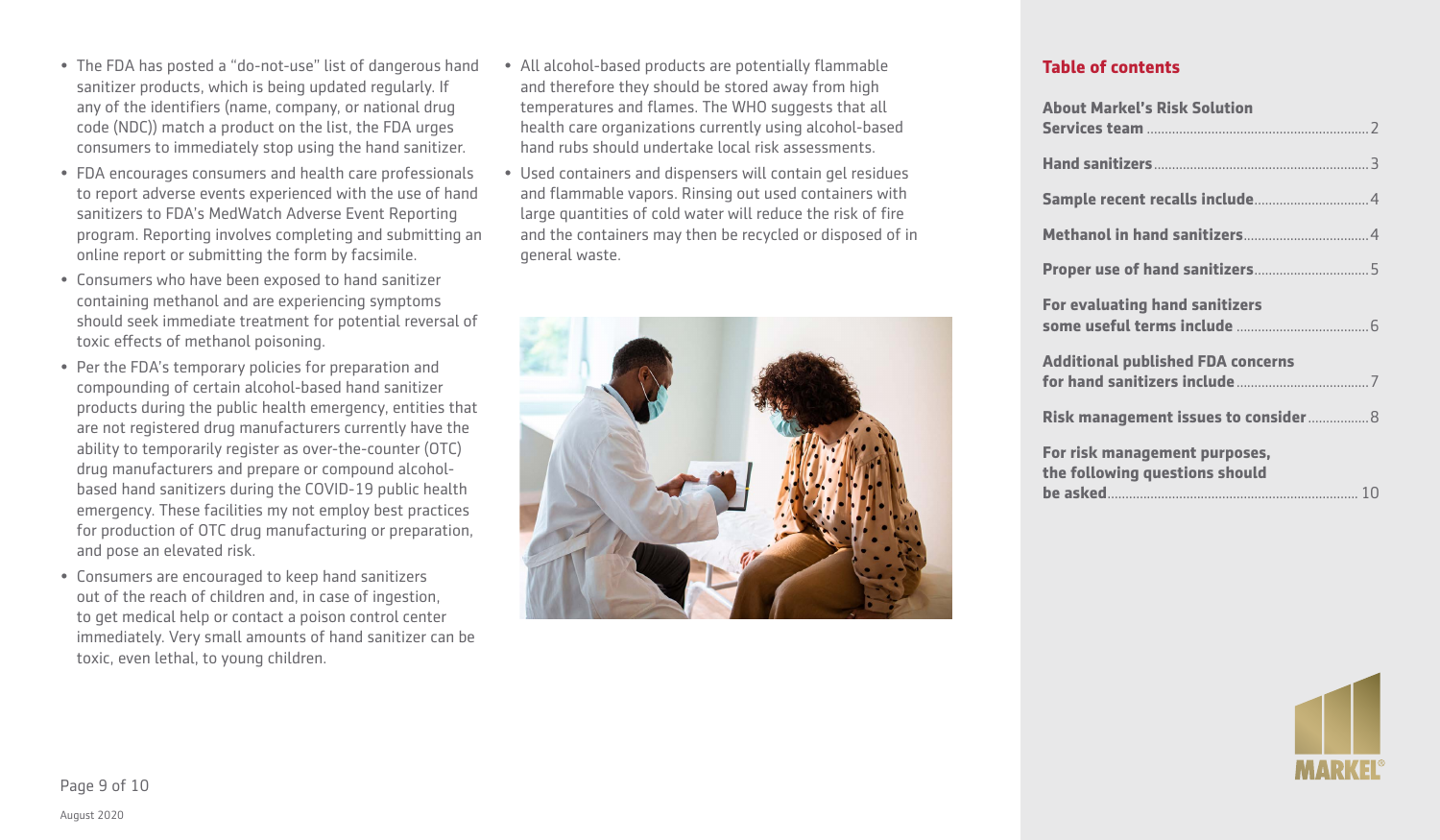- The FDA has posted a "do-not-use" list of dangerous hand sanitizer products, which is being updated regularly. If any of the identifiers (name, company, or national drug code (NDC)) match a product on the list, the FDA urges consumers to immediately stop using the hand sanitizer.
- FDA encourages consumers and health care professionals to report adverse events experienced with the use of hand sanitizers to FDA's MedWatch Adverse Event Reporting program. Reporting involves completing and submitting an online report or submitting the form by facsimile.
- Consumers who have been exposed to hand sanitizer containing methanol and are experiencing symptoms should seek immediate treatment for potential reversal of toxic effects of methanol poisoning.
- Per the FDA's temporary policies for preparation and compounding of certain alcohol-based hand sanitizer products during the public health emergency, entities that are not registered drug manufacturers currently have the ability to temporarily register as over-the-counter (OTC) drug manufacturers and prepare or compound alcohol-based hand sanitizers during the COVID-19 public health emergency. These facilities my not employ best practices for production of OTC drug manufacturing or preparation, and pose an elevated risk.
- Consumers are encouraged to keep hand sanitizers out of the reach of children and, in case of ingestion, to get medical help or contact a poison control center immediately. Very small amounts of hand sanitizer can be toxic, even lethal, to young children.
- All alcohol-based products are potentially flammable and therefore they should be stored away from high temperatures and flames. The WHO suggests that all health care organizations currently using alcohol-based hand rubs should undertake local risk assessments.
- Used containers and dispensers will contain gel residues and flammable vapors. Rinsing out used containers with large quantities of cold water will reduce the risk of fire and the containers may then be recycled or disposed of in general waste.

## Table of contents

- **About Markel's Risk Solution Services team** ... 2
- **Hand sanitizers** ... 3
- **Sample recent recalls include** ... 4
- **Methanol in hand sanitizers** ... 4
- **Proper use of hand sanitizers** ... 5
- **For evaluating hand sanitizers some useful terms include** ... 6
- **Additional published FDA concerns for hand sanitizers include** ... 7
- **Risk management issues to consider** ... 8
- **For risk management purposes, the following questions should be asked** ... 10

August 2020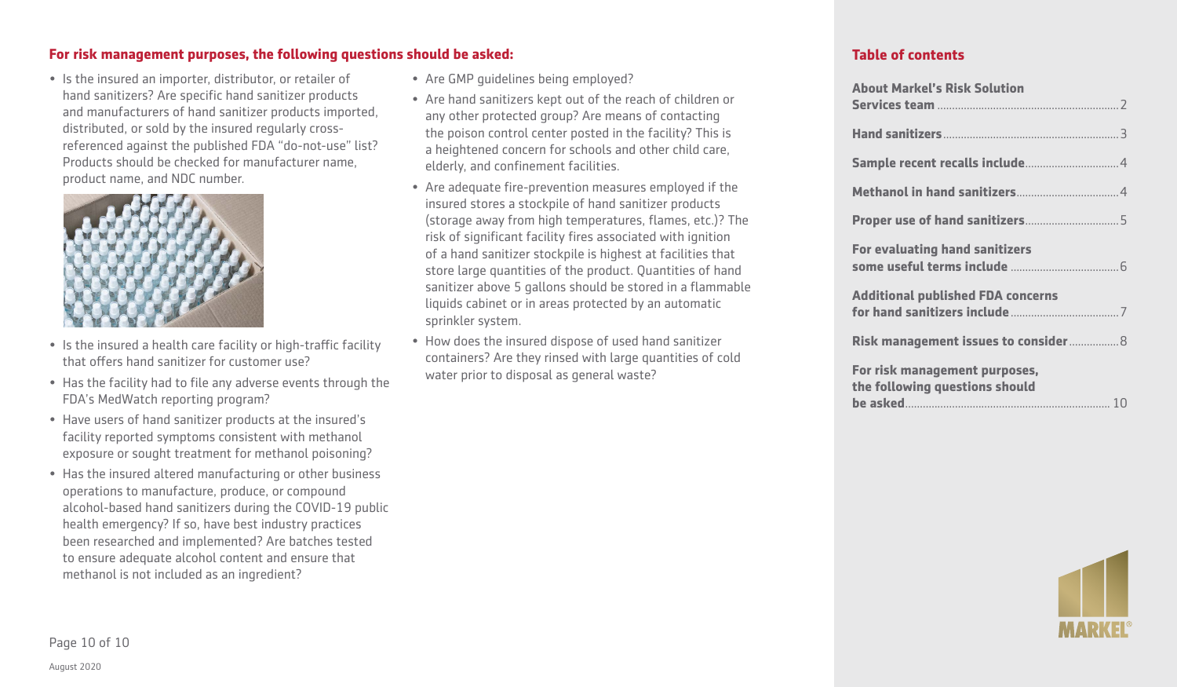## For risk management purposes, the following questions should be asked:

- Is the insured an importer, distributor, or retailer of hand sanitizers? Are specific hand sanitizer products and manufacturers of hand sanitizer products imported, distributed, or sold by the insured regularly cross-referenced against the published FDA "do-not-use" list? Products should be checked for manufacturer name, product name, and NDC number.
- Is the insured a health care facility or high-traffic facility that offers hand sanitizer for customer use?
- Has the facility had to file any adverse events through the FDA's MedWatch reporting program?
- Have users of hand sanitizer products at the insured's facility reported symptoms consistent with methanol exposure or sought treatment for methanol poisoning?
- Has the insured altered manufacturing or other business operations to manufacture, produce, or compound alcohol-based hand sanitizers during the COVID-19 public health emergency? If so, have best industry practices been researched and implemented? Are batches tested to ensure adequate alcohol content and ensure that methanol is not included as an ingredient?
- Are GMP guidelines being employed?
- Are hand sanitizers kept out of the reach of children or any other protected group? Are means of contacting the poison control center posted in the facility? This is a heightened concern for schools and other child care, elderly, and confinement facilities.
- Are adequate fire-prevention measures employed if the insured stores a stockpile of hand sanitizer products (storage away from high temperatures, flames, etc.)? The risk of significant facility fires associated with ignition of a hand sanitizer stockpile is highest at facilities that store large quantities of the product. Quantities of hand sanitizer above 5 gallons should be stored in a flammable liquids cabinet or in areas protected by an automatic sprinkler system.
- How does the insured dispose of used hand sanitizer containers? Are they rinsed with large quantities of cold water prior to disposal as general waste?

August 2020

## Table of contents

- About Markel's Risk Solution Services team .......... 2
- Hand sanitizers .......... 3
- Sample recent recalls include .......... 4
- Methanol in hand sanitizers .......... 4
- Proper use of hand sanitizers .......... 5
- For evaluating hand sanitizers some useful terms include .......... 6
- Additional published FDA concerns for hand sanitizers include .......... 7
- Risk management issues to consider .......... 8
- For risk management purposes, the following questions should be asked .......... 10

MARKEL®